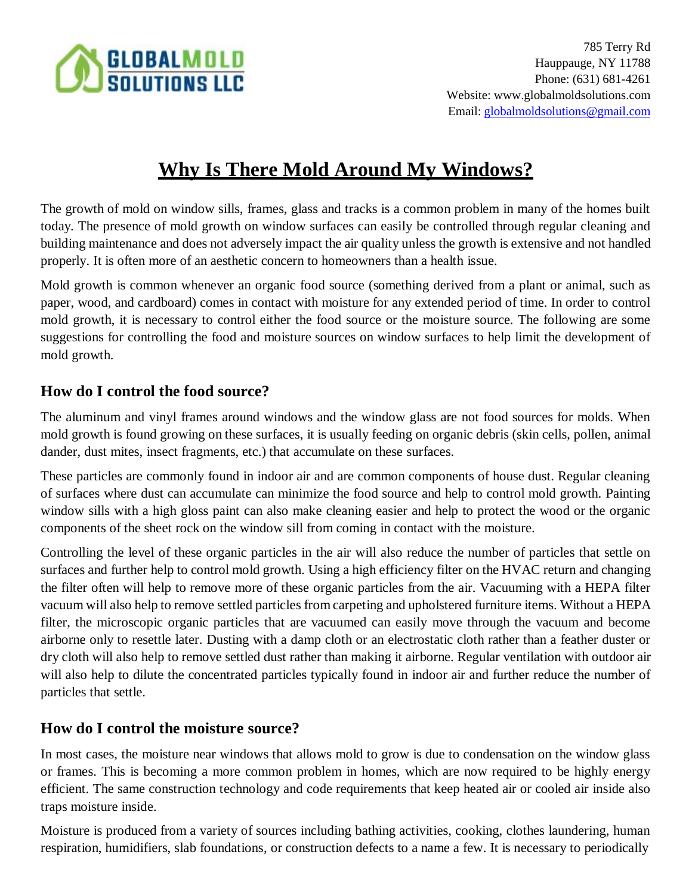GLOBALMOLD SOLUTIONS LLC

785 Terry Rd
Hauppauge, NY 11788
Phone: (631) 681-4261
Website: www.globalmoldsolutions.com
Email: globalmoldsolutions@gmail.com

# Why Is There Mold Around My Windows?

The growth of mold on window sills, frames, glass and tracks is a common problem in many of the homes built today. The presence of mold growth on window surfaces can easily be controlled through regular cleaning and building maintenance and does not adversely impact the air quality unless the growth is extensive and not handled properly. It is often more of an aesthetic concern to homeowners than a health issue.

Mold growth is common whenever an organic food source (something derived from a plant or animal, such as paper, wood, and cardboard) comes in contact with moisture for any extended period of time. In order to control mold growth, it is necessary to control either the food source or the moisture source. The following are some suggestions for controlling the food and moisture sources on window surfaces to help limit the development of mold growth.

### How do I control the food source?

The aluminum and vinyl frames around windows and the window glass are not food sources for molds. When mold growth is found growing on these surfaces, it is usually feeding on organic debris (skin cells, pollen, animal dander, dust mites, insect fragments, etc.) that accumulate on these surfaces.

These particles are commonly found in indoor air and are common components of house dust. Regular cleaning of surfaces where dust can accumulate can minimize the food source and help to control mold growth. Painting window sills with a high gloss paint can also make cleaning easier and help to protect the wood or the organic components of the sheet rock on the window sill from coming in contact with the moisture.

Controlling the level of these organic particles in the air will also reduce the number of particles that settle on surfaces and further help to control mold growth. Using a high efficiency filter on the HVAC return and changing the filter often will help to remove more of these organic particles from the air. Vacuuming with a HEPA filter vacuum will also help to remove settled particles from carpeting and upholstered furniture items. Without a HEPA filter, the microscopic organic particles that are vacuumed can easily move through the vacuum and become airborne only to resettle later. Dusting with a damp cloth or an electrostatic cloth rather than a feather duster or dry cloth will also help to remove settled dust rather than making it airborne. Regular ventilation with outdoor air will also help to dilute the concentrated particles typically found in indoor air and further reduce the number of particles that settle.

### How do I control the moisture source?

In most cases, the moisture near windows that allows mold to grow is due to condensation on the window glass or frames. This is becoming a more common problem in homes, which are now required to be highly energy efficient. The same construction technology and code requirements that keep heated air or cooled air inside also traps moisture inside.

Moisture is produced from a variety of sources including bathing activities, cooking, clothes laundering, human respiration, humidifiers, slab foundations, or construction defects to a name a few. It is necessary to periodically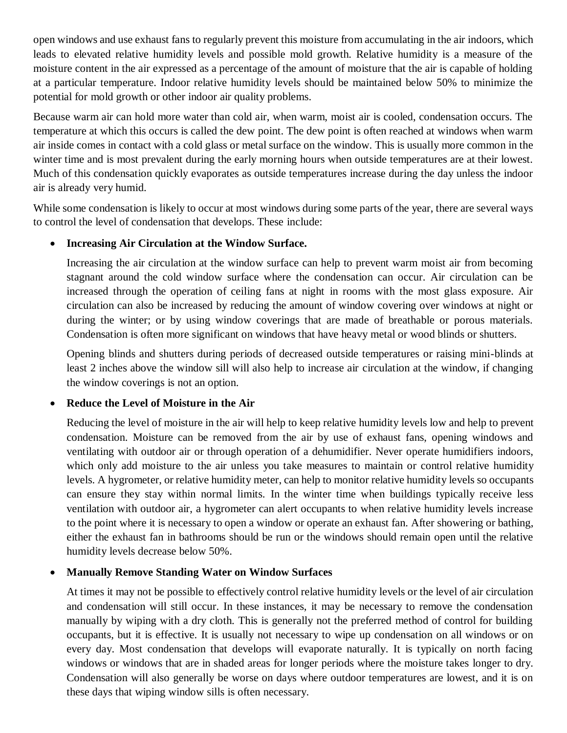open windows and use exhaust fans to regularly prevent this moisture from accumulating in the air indoors, which leads to elevated relative humidity levels and possible mold growth. Relative humidity is a measure of the moisture content in the air expressed as a percentage of the amount of moisture that the air is capable of holding at a particular temperature. Indoor relative humidity levels should be maintained below 50% to minimize the potential for mold growth or other indoor air quality problems.

Because warm air can hold more water than cold air, when warm, moist air is cooled, condensation occurs. The temperature at which this occurs is called the dew point. The dew point is often reached at windows when warm air inside comes in contact with a cold glass or metal surface on the window. This is usually more common in the winter time and is most prevalent during the early morning hours when outside temperatures are at their lowest. Much of this condensation quickly evaporates as outside temperatures increase during the day unless the indoor air is already very humid.

While some condensation is likely to occur at most windows during some parts of the year, there are several ways to control the level of condensation that develops. These include:

- **Increasing Air Circulation at the Window Surface.**

  Increasing the air circulation at the window surface can help to prevent warm moist air from becoming stagnant around the cold window surface where the condensation can occur. Air circulation can be increased through the operation of ceiling fans at night in rooms with the most glass exposure. Air circulation can also be increased by reducing the amount of window covering over windows at night or during the winter; or by using window coverings that are made of breathable or porous materials. Condensation is often more significant on windows that have heavy metal or wood blinds or shutters.

  Opening blinds and shutters during periods of decreased outside temperatures or raising mini-blinds at least 2 inches above the window sill will also help to increase air circulation at the window, if changing the window coverings is not an option.

- **Reduce the Level of Moisture in the Air**

  Reducing the level of moisture in the air will help to keep relative humidity levels low and help to prevent condensation. Moisture can be removed from the air by use of exhaust fans, opening windows and ventilating with outdoor air or through operation of a dehumidifier. Never operate humidifiers indoors, which only add moisture to the air unless you take measures to maintain or control relative humidity levels. A hygrometer, or relative humidity meter, can help to monitor relative humidity levels so occupants can ensure they stay within normal limits. In the winter time when buildings typically receive less ventilation with outdoor air, a hygrometer can alert occupants to when relative humidity levels increase to the point where it is necessary to open a window or operate an exhaust fan. After showering or bathing, either the exhaust fan in bathrooms should be run or the windows should remain open until the relative humidity levels decrease below 50%.

- **Manually Remove Standing Water on Window Surfaces**

  At times it may not be possible to effectively control relative humidity levels or the level of air circulation and condensation will still occur. In these instances, it may be necessary to remove the condensation manually by wiping with a dry cloth. This is generally not the preferred method of control for building occupants, but it is effective. It is usually not necessary to wipe up condensation on all windows or on every day. Most condensation that develops will evaporate naturally. It is typically on north facing windows or windows that are in shaded areas for longer periods where the moisture takes longer to dry. Condensation will also generally be worse on days where outdoor temperatures are lowest, and it is on these days that wiping window sills is often necessary.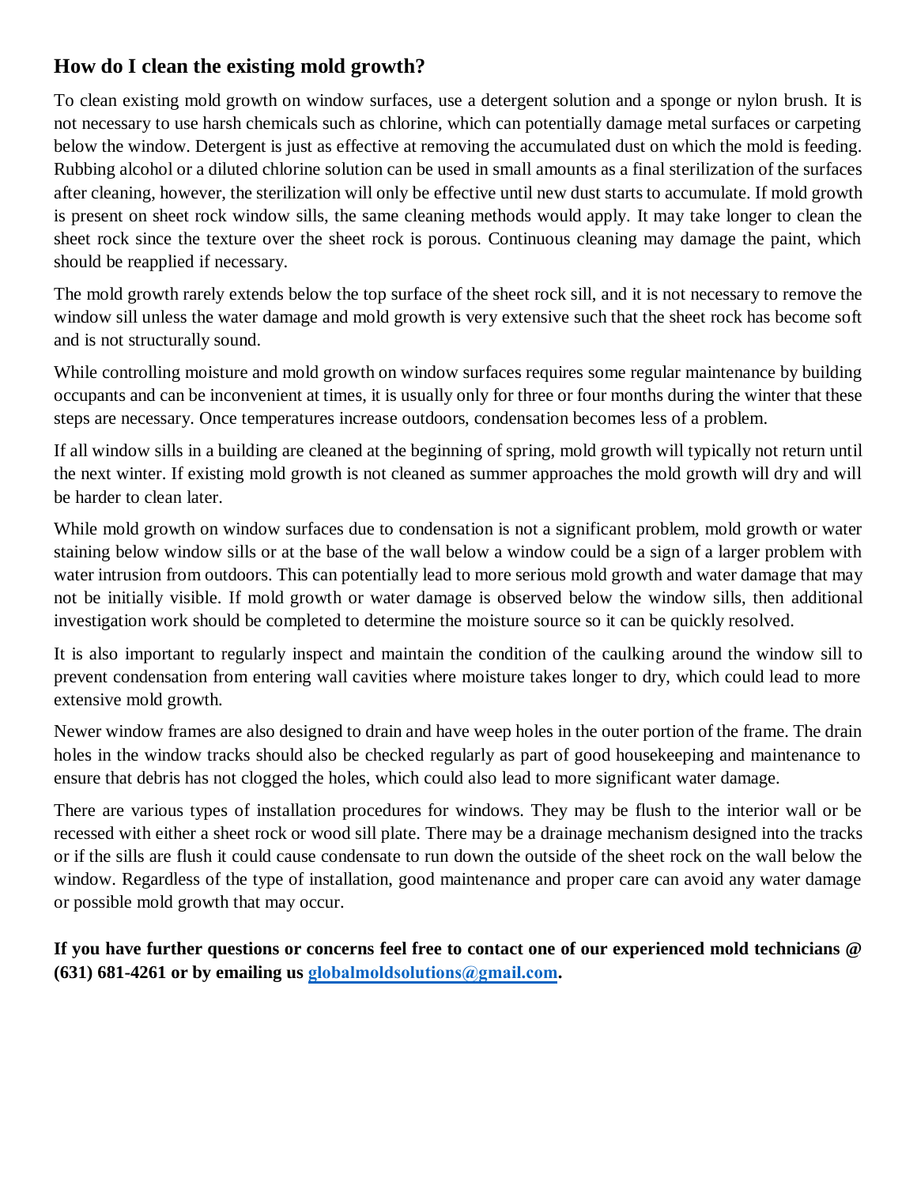## How do I clean the existing mold growth?

To clean existing mold growth on window surfaces, use a detergent solution and a sponge or nylon brush. It is not necessary to use harsh chemicals such as chlorine, which can potentially damage metal surfaces or carpeting below the window. Detergent is just as effective at removing the accumulated dust on which the mold is feeding. Rubbing alcohol or a diluted chlorine solution can be used in small amounts as a final sterilization of the surfaces after cleaning, however, the sterilization will only be effective until new dust starts to accumulate. If mold growth is present on sheet rock window sills, the same cleaning methods would apply. It may take longer to clean the sheet rock since the texture over the sheet rock is porous. Continuous cleaning may damage the paint, which should be reapplied if necessary.

The mold growth rarely extends below the top surface of the sheet rock sill, and it is not necessary to remove the window sill unless the water damage and mold growth is very extensive such that the sheet rock has become soft and is not structurally sound.

While controlling moisture and mold growth on window surfaces requires some regular maintenance by building occupants and can be inconvenient at times, it is usually only for three or four months during the winter that these steps are necessary. Once temperatures increase outdoors, condensation becomes less of a problem.

If all window sills in a building are cleaned at the beginning of spring, mold growth will typically not return until the next winter. If existing mold growth is not cleaned as summer approaches the mold growth will dry and will be harder to clean later.

While mold growth on window surfaces due to condensation is not a significant problem, mold growth or water staining below window sills or at the base of the wall below a window could be a sign of a larger problem with water intrusion from outdoors. This can potentially lead to more serious mold growth and water damage that may not be initially visible. If mold growth or water damage is observed below the window sills, then additional investigation work should be completed to determine the moisture source so it can be quickly resolved.

It is also important to regularly inspect and maintain the condition of the caulking around the window sill to prevent condensation from entering wall cavities where moisture takes longer to dry, which could lead to more extensive mold growth.

Newer window frames are also designed to drain and have weep holes in the outer portion of the frame. The drain holes in the window tracks should also be checked regularly as part of good housekeeping and maintenance to ensure that debris has not clogged the holes, which could also lead to more significant water damage.

There are various types of installation procedures for windows. They may be flush to the interior wall or be recessed with either a sheet rock or wood sill plate. There may be a drainage mechanism designed into the tracks or if the sills are flush it could cause condensate to run down the outside of the sheet rock on the wall below the window. Regardless of the type of installation, good maintenance and proper care can avoid any water damage or possible mold growth that may occur.

**If you have further questions or concerns feel free to contact one of our experienced mold technicians @ (631) 681-4261 or by emailing us globalmoldsolutions@gmail.com.**